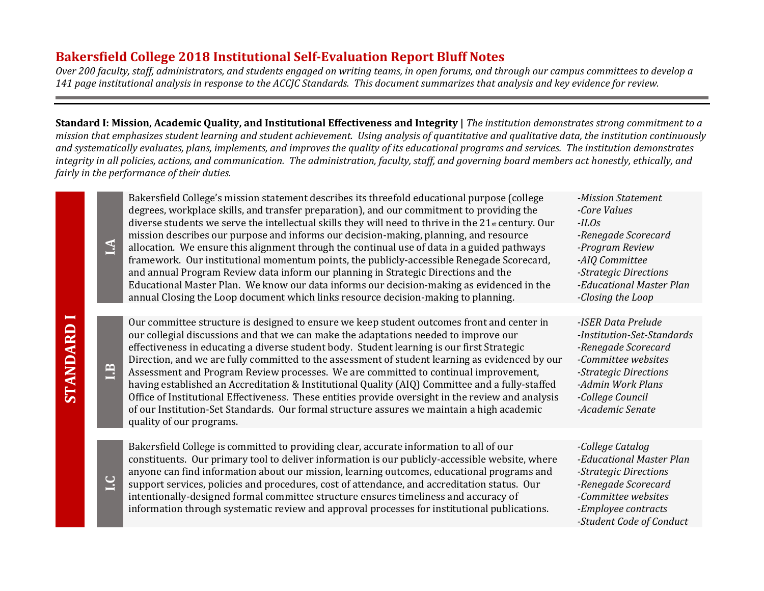# Bakersfield College 2018 Institutional Self-Evaluation Report Bluff Notes

*Over 200 faculty, staff, administrators, and students engaged on writing teams, in open forums, and through our campus committees to develop a 141 page institutional analysis in response to the ACCJC Standards. This document summarizes that analysis and key evidence for review.*

---

**Standard I: Mission, Academic Quality, and Institutional Effectiveness and Integrity |** *The institution demonstrates strong commitment to a mission that emphasizes student learning and student achievement. Using analysis of quantitative and qualitative data, the institution continuously and systematically evaluates, plans, implements, and improves the quality of its educational programs and services. The institution demonstrates integrity in all policies, actions, and communication. The administration, faculty, staff, and governing board members act honestly, ethically, and fairly in the performance of their duties.*

## STANDARD I

| | Summary | Evidence |
|---|---|---|
| **I.A** | Bakersfield College's mission statement describes its threefold educational purpose (college degrees, workplace skills, and transfer preparation), and our commitment to providing the diverse students we serve the intellectual skills they will need to thrive in the 21st century. Our mission describes our purpose and informs our decision-making, planning, and resource allocation. We ensure this alignment through the continual use of data in a guided pathways framework. Our institutional momentum points, the publicly-accessible Renegade Scorecard, and annual Program Review data inform our planning in Strategic Directions and the Educational Master Plan. We know our data informs our decision-making as evidenced in the annual Closing the Loop document which links resource decision-making to planning. | *-Mission Statement*<br>*-Core Values*<br>*-ILOs*<br>*-Renegade Scorecard*<br>*-Program Review*<br>*-AIQ Committee*<br>*-Strategic Directions*<br>*-Educational Master Plan*<br>*-Closing the Loop* |
| **I.B** | Our committee structure is designed to ensure we keep student outcomes front and center in our collegial discussions and that we can make the adaptations needed to improve our effectiveness in educating a diverse student body. Student learning is our first Strategic Direction, and we are fully committed to the assessment of student learning as evidenced by our Assessment and Program Review processes. We are committed to continual improvement, having established an Accreditation & Institutional Quality (AIQ) Committee and a fully-staffed Office of Institutional Effectiveness. These entities provide oversight in the review and analysis of our Institution-Set Standards. Our formal structure assures we maintain a high academic quality of our programs. | *-ISER Data Prelude*<br>*-Institution-Set-Standards*<br>*-Renegade Scorecard*<br>*-Committee websites*<br>*-Strategic Directions*<br>*-Admin Work Plans*<br>*-College Council*<br>*-Academic Senate* |
| **I.C** | Bakersfield College is committed to providing clear, accurate information to all of our constituents. Our primary tool to deliver information is our publicly-accessible website, where anyone can find information about our mission, learning outcomes, educational programs and support services, policies and procedures, cost of attendance, and accreditation status. Our intentionally-designed formal committee structure ensures timeliness and accuracy of information through systematic review and approval processes for institutional publications. | *-College Catalog*<br>*-Educational Master Plan*<br>*-Strategic Directions*<br>*-Renegade Scorecard*<br>*-Committee websites*<br>*-Employee contracts*<br>*-Student Code of Conduct* |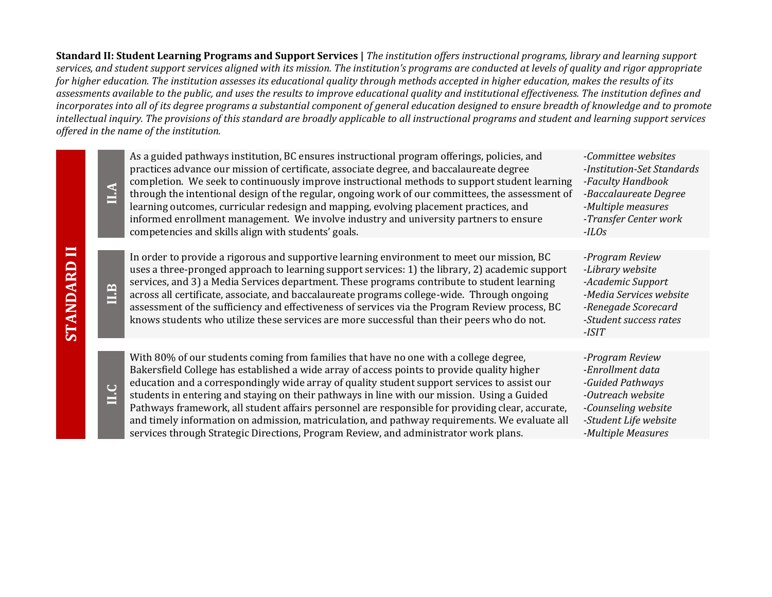**Standard II: Student Learning Programs and Support Services |** *The institution offers instructional programs, library and learning support services, and student support services aligned with its mission. The institution's programs are conducted at levels of quality and rigor appropriate for higher education. The institution assesses its educational quality through methods accepted in higher education, makes the results of its assessments available to the public, and uses the results to improve educational quality and institutional effectiveness. The institution defines and incorporates into all of its degree programs a substantial component of general education designed to ensure breadth of knowledge and to promote intellectual inquiry. The provisions of this standard are broadly applicable to all instructional programs and student and learning support services offered in the name of the institution.*

| STANDARD II | | | |
|---|---|---|---|
| | **II.A** | As a guided pathways institution, BC ensures instructional program offerings, policies, and practices advance our mission of certificate, associate degree, and baccalaureate degree completion. We seek to continuously improve instructional methods to support student learning through the intentional design of the regular, ongoing work of our committees, the assessment of learning outcomes, curricular redesign and mapping, evolving placement practices, and informed enrollment management. We involve industry and university partners to ensure competencies and skills align with students' goals. | *-Committee websites*<br>*-Institution-Set Standards*<br>*-Faculty Handbook*<br>*-Baccalaureate Degree*<br>*-Multiple measures*<br>*-Transfer Center work*<br>*-ILOs* |
| | **II.B** | In order to provide a rigorous and supportive learning environment to meet our mission, BC uses a three-pronged approach to learning support services: 1) the library, 2) academic support services, and 3) a Media Services department. These programs contribute to student learning across all certificate, associate, and baccalaureate programs college-wide. Through ongoing assessment of the sufficiency and effectiveness of services via the Program Review process, BC knows students who utilize these services are more successful than their peers who do not. | *-Program Review*<br>*-Library website*<br>*-Academic Support*<br>*-Media Services website*<br>*-Renegade Scorecard*<br>*-Student success rates*<br>*-ISIT* |
| | **II.C** | With 80% of our students coming from families that have no one with a college degree, Bakersfield College has established a wide array of access points to provide quality higher education and a correspondingly wide array of quality student support services to assist our students in entering and staying on their pathways in line with our mission. Using a Guided Pathways framework, all student affairs personnel are responsible for providing clear, accurate, and timely information on admission, matriculation, and pathway requirements. We evaluate all services through Strategic Directions, Program Review, and administrator work plans. | *-Program Review*<br>*-Enrollment data*<br>*-Guided Pathways*<br>*-Outreach website*<br>*-Counseling website*<br>*-Student Life website*<br>*-Multiple Measures* |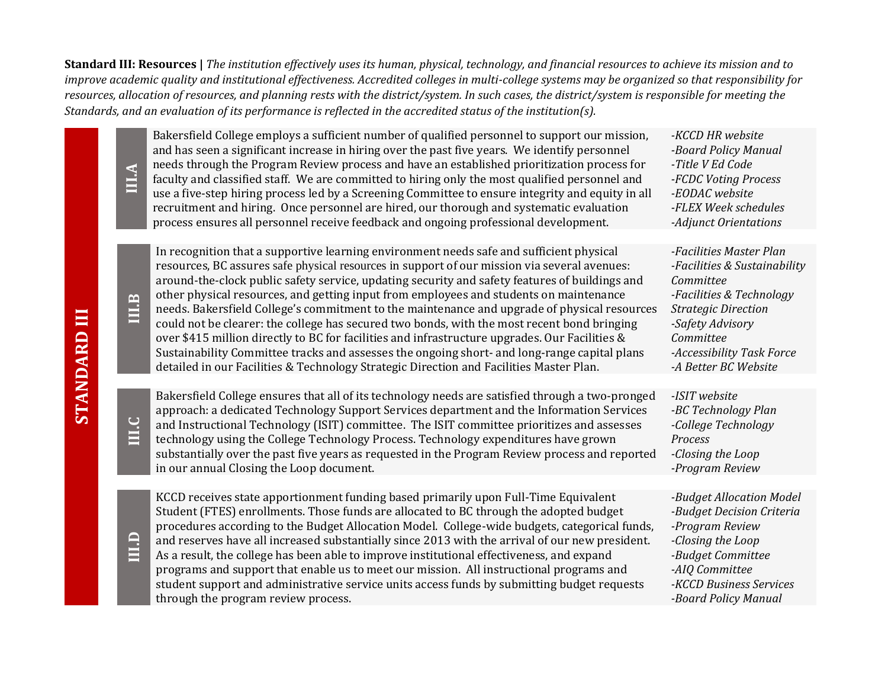**Standard III: Resources |** *The institution effectively uses its human, physical, technology, and financial resources to achieve its mission and to improve academic quality and institutional effectiveness. Accredited colleges in multi-college systems may be organized so that responsibility for resources, allocation of resources, and planning rests with the district/system. In such cases, the district/system is responsible for meeting the Standards, and an evaluation of its performance is reflected in the accredited status of the institution(s).*

## STANDARD III

| Standard | Summary | Evidence |
|---|---|---|
| **III.A** | Bakersfield College employs a sufficient number of qualified personnel to support our mission, and has seen a significant increase in hiring over the past five years. We identify personnel needs through the Program Review process and have an established prioritization process for faculty and classified staff. We are committed to hiring only the most qualified personnel and use a five-step hiring process led by a Screening Committee to ensure integrity and equity in all recruitment and hiring. Once personnel are hired, our thorough and systematic evaluation process ensures all personnel receive feedback and ongoing professional development. | *-KCCD HR website*<br>*-Board Policy Manual*<br>*-Title V Ed Code*<br>*-FCDC Voting Process*<br>*-EODAC website*<br>*-FLEX Week schedules*<br>*-Adjunct Orientations* |
| **III.B** | In recognition that a supportive learning environment needs safe and sufficient physical resources, BC assures safe physical resources in support of our mission via several avenues: around-the-clock public safety service, updating security and safety features of buildings and other physical resources, and getting input from employees and students on maintenance needs. Bakersfield College's commitment to the maintenance and upgrade of physical resources could not be clearer: the college has secured two bonds, with the most recent bond bringing over $415 million directly to BC for facilities and infrastructure upgrades. Our Facilities & Sustainability Committee tracks and assesses the ongoing short- and long-range capital plans detailed in our Facilities & Technology Strategic Direction and Facilities Master Plan. | *-Facilities Master Plan*<br>*-Facilities & Sustainability Committee*<br>*-Facilities & Technology Strategic Direction*<br>*-Safety Advisory Committee*<br>*-Accessibility Task Force*<br>*-A Better BC Website* |
| **III.C** | Bakersfield College ensures that all of its technology needs are satisfied through a two-pronged approach: a dedicated Technology Support Services department and the Information Services and Instructional Technology (ISIT) committee. The ISIT committee prioritizes and assesses technology using the College Technology Process. Technology expenditures have grown substantially over the past five years as requested in the Program Review process and reported in our annual Closing the Loop document. | *-ISIT website*<br>*-BC Technology Plan*<br>*-College Technology Process*<br>*-Closing the Loop*<br>*-Program Review* |
| **III.D** | KCCD receives state apportionment funding based primarily upon Full-Time Equivalent Student (FTES) enrollments. Those funds are allocated to BC through the adopted budget procedures according to the Budget Allocation Model. College-wide budgets, categorical funds, and reserves have all increased substantially since 2013 with the arrival of our new president. As a result, the college has been able to improve institutional effectiveness, and expand programs and support that enable us to meet our mission. All instructional programs and student support and administrative service units access funds by submitting budget requests through the program review process. | *-Budget Allocation Model*<br>*-Budget Decision Criteria*<br>*-Program Review*<br>*-Closing the Loop*<br>*-Budget Committee*<br>*-AIQ Committee*<br>*-KCCD Business Services*<br>*-Board Policy Manual* |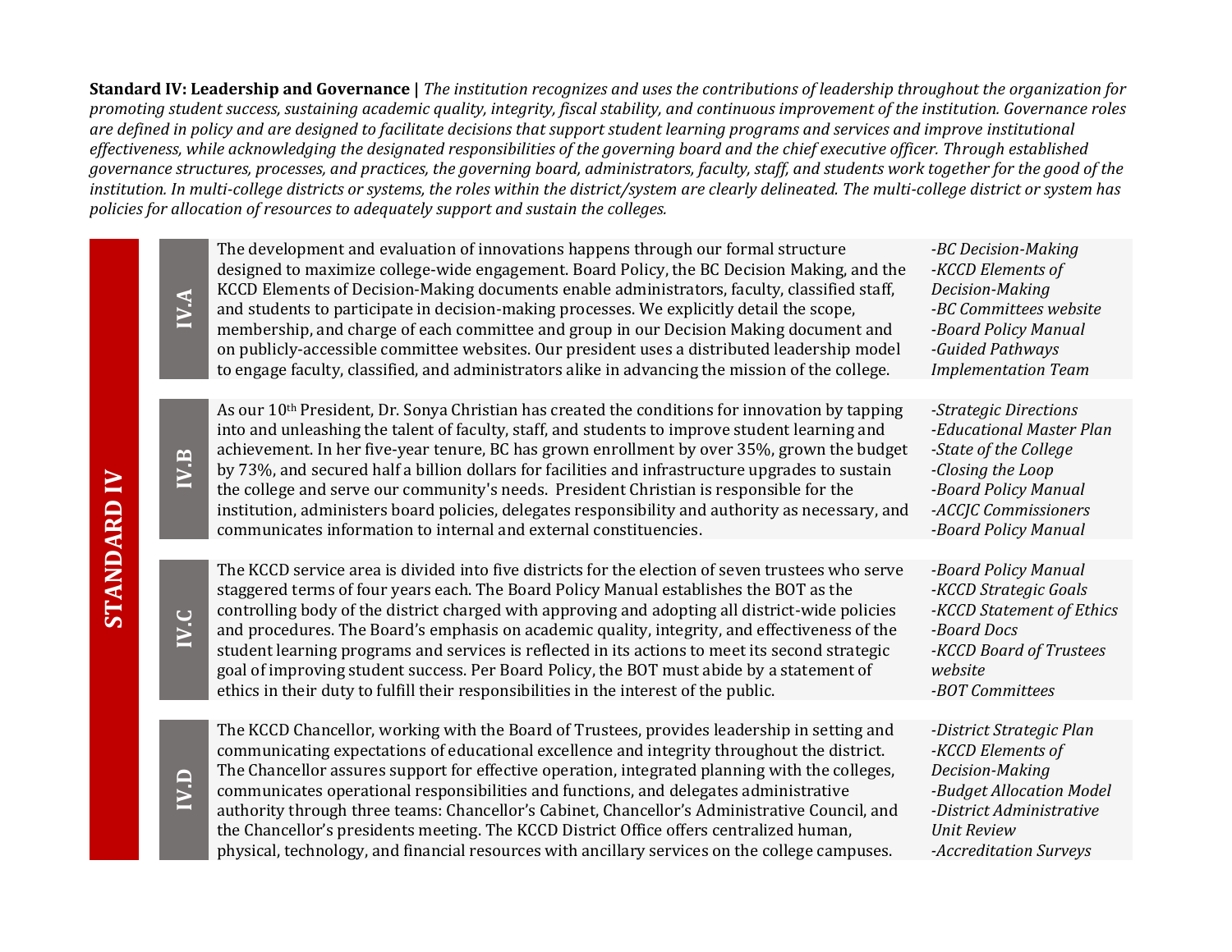**Standard IV: Leadership and Governance |** *The institution recognizes and uses the contributions of leadership throughout the organization for promoting student success, sustaining academic quality, integrity, fiscal stability, and continuous improvement of the institution. Governance roles are defined in policy and are designed to facilitate decisions that support student learning programs and services and improve institutional effectiveness, while acknowledging the designated responsibilities of the governing board and the chief executive officer. Through established governance structures, processes, and practices, the governing board, administrators, faculty, staff, and students work together for the good of the institution. In multi-college districts or systems, the roles within the district/system are clearly delineated. The multi-college district or system has policies for allocation of resources to adequately support and sustain the colleges.*

**STANDARD IV**

| | | |
|---|---|---|
| **IV.A** | The development and evaluation of innovations happens through our formal structure designed to maximize college-wide engagement. Board Policy, the BC Decision Making, and the KCCD Elements of Decision-Making documents enable administrators, faculty, classified staff, and students to participate in decision-making processes. We explicitly detail the scope, membership, and charge of each committee and group in our Decision Making document and on publicly-accessible committee websites. Our president uses a distributed leadership model to engage faculty, classified, and administrators alike in advancing the mission of the college. | *-BC Decision-Making*<br>*-KCCD Elements of Decision-Making*<br>*-BC Committees website*<br>*-Board Policy Manual*<br>*-Guided Pathways Implementation Team* |
| **IV.B** | As our 10th President, Dr. Sonya Christian has created the conditions for innovation by tapping into and unleashing the talent of faculty, staff, and students to improve student learning and achievement. In her five-year tenure, BC has grown enrollment by over 35%, grown the budget by 73%, and secured half a billion dollars for facilities and infrastructure upgrades to sustain the college and serve our community's needs. President Christian is responsible for the institution, administers board policies, delegates responsibility and authority as necessary, and communicates information to internal and external constituencies. | *-Strategic Directions*<br>*-Educational Master Plan*<br>*-State of the College*<br>*-Closing the Loop*<br>*-Board Policy Manual*<br>*-ACCJC Commissioners*<br>*-Board Policy Manual* |
| **IV.C** | The KCCD service area is divided into five districts for the election of seven trustees who serve staggered terms of four years each. The Board Policy Manual establishes the BOT as the controlling body of the district charged with approving and adopting all district-wide policies and procedures. The Board's emphasis on academic quality, integrity, and effectiveness of the student learning programs and services is reflected in its actions to meet its second strategic goal of improving student success. Per Board Policy, the BOT must abide by a statement of ethics in their duty to fulfill their responsibilities in the interest of the public. | *-Board Policy Manual*<br>*-KCCD Strategic Goals*<br>*-KCCD Statement of Ethics*<br>*-Board Docs*<br>*-KCCD Board of Trustees website*<br>*-BOT Committees* |
| **IV.D** | The KCCD Chancellor, working with the Board of Trustees, provides leadership in setting and communicating expectations of educational excellence and integrity throughout the district. The Chancellor assures support for effective operation, integrated planning with the colleges, communicates operational responsibilities and functions, and delegates administrative authority through three teams: Chancellor's Cabinet, Chancellor's Administrative Council, and the Chancellor's presidents meeting. The KCCD District Office offers centralized human, physical, technology, and financial resources with ancillary services on the college campuses. | *-District Strategic Plan*<br>*-KCCD Elements of Decision-Making*<br>*-Budget Allocation Model*<br>*-District Administrative Unit Review*<br>*-Accreditation Surveys* |